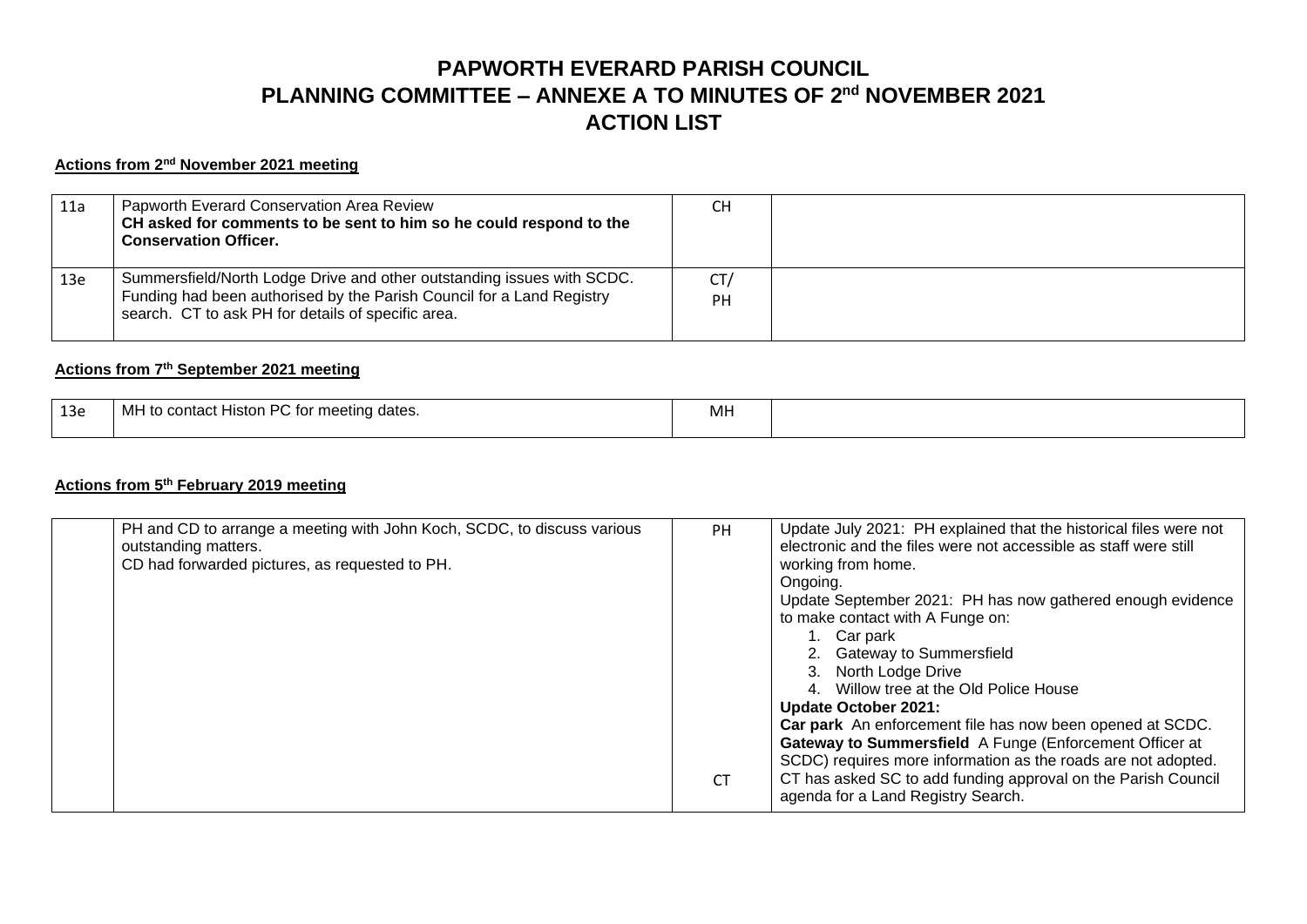# PAPWORTH EVERARD PARISH COUNCIL
# PLANNING COMMITTEE – ANNEXE A TO MINUTES OF 2nd NOVEMBER 2021
# ACTION LIST

**Actions from 2nd November 2021 meeting**

| | | | |
|---|---|---|---|
| 11a | Papworth Everard Conservation Area Review<br>**CH asked for comments to be sent to him so he could respond to the Conservation Officer.** | CH | |
| 13e | Summersfield/North Lodge Drive and other outstanding issues with SCDC. Funding had been authorised by the Parish Council for a Land Registry search. CT to ask PH for details of specific area. | CT/<br>PH | |

**Actions from 7th September 2021 meeting**

| | | | |
|---|---|---|---|
| 13e | MH to contact Histon PC for meeting dates. | MH | |

**Actions from 5th February 2019 meeting**

| | | | |
|---|---|---|---|
| | PH and CD to arrange a meeting with John Koch, SCDC, to discuss various outstanding matters.<br>CD had forwarded pictures, as requested to PH. | PH<br><br><br><br><br><br><br><br><br><br><br><br><br>CT | Update July 2021: PH explained that the historical files were not electronic and the files were not accessible as staff were still working from home.<br>Ongoing.<br>Update September 2021: PH has now gathered enough evidence to make contact with A Funge on:<br>1. Car park<br>2. Gateway to Summersfield<br>3. North Lodge Drive<br>4. Willow tree at the Old Police House<br>**Update October 2021:**<br>**Car park** An enforcement file has now been opened at SCDC.<br>**Gateway to Summersfield** A Funge (Enforcement Officer at SCDC) requires more information as the roads are not adopted. CT has asked SC to add funding approval on the Parish Council agenda for a Land Registry Search. |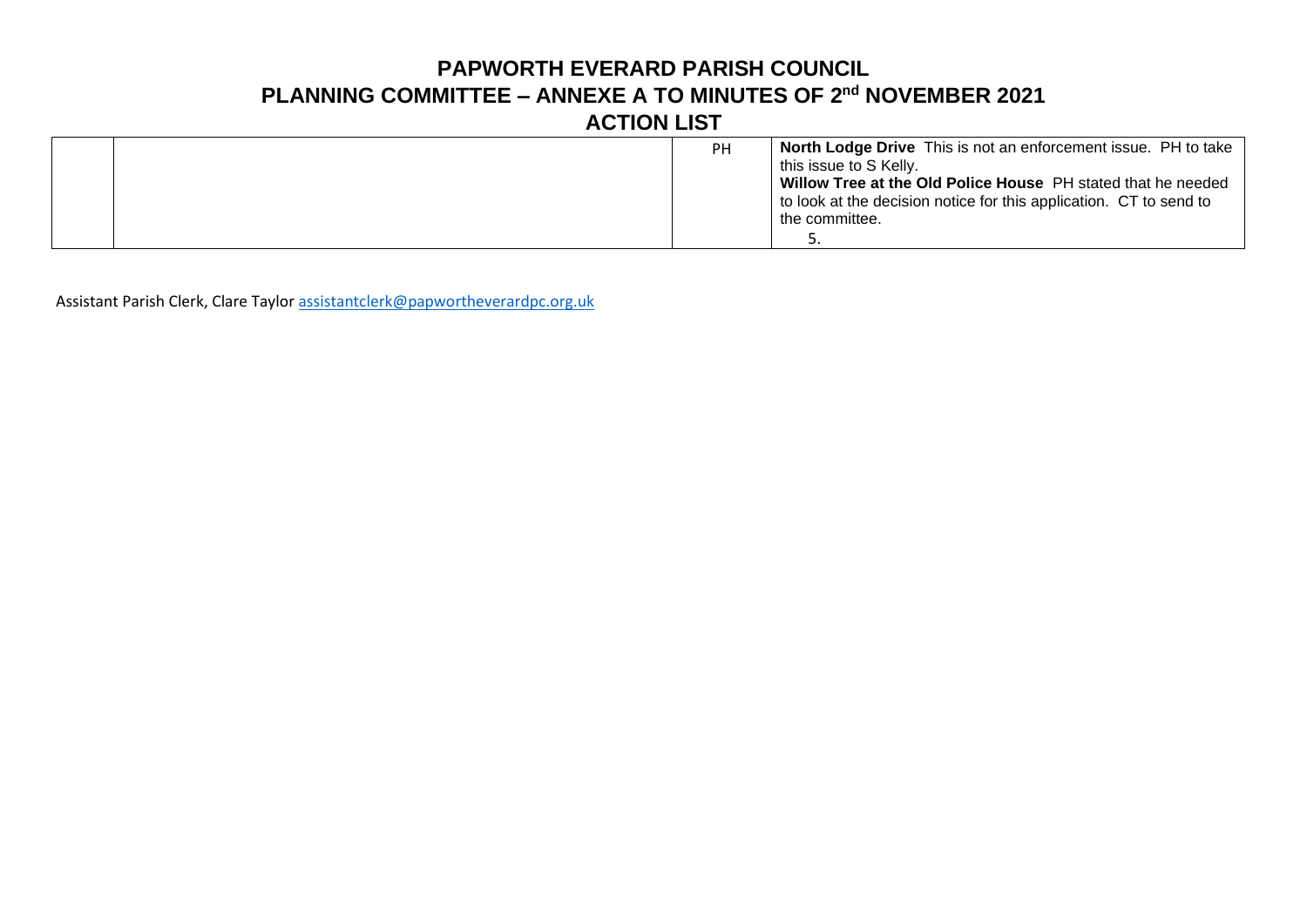# PAPWORTH EVERARD PARISH COUNCIL

## PLANNING COMMITTEE – ANNEXE A TO MINUTES OF 2nd NOVEMBER 2021

## ACTION LIST

| | | | |
|---|---|---|---|
| | | PH | **North Lodge Drive** This is not an enforcement issue. PH to take this issue to S Kelly.<br>**Willow Tree at the Old Police House** PH stated that he needed to look at the decision notice for this application. CT to send to the committee.<br>5. |

Assistant Parish Clerk, Clare Taylor assistantclerk@papwortheverardpc.org.uk